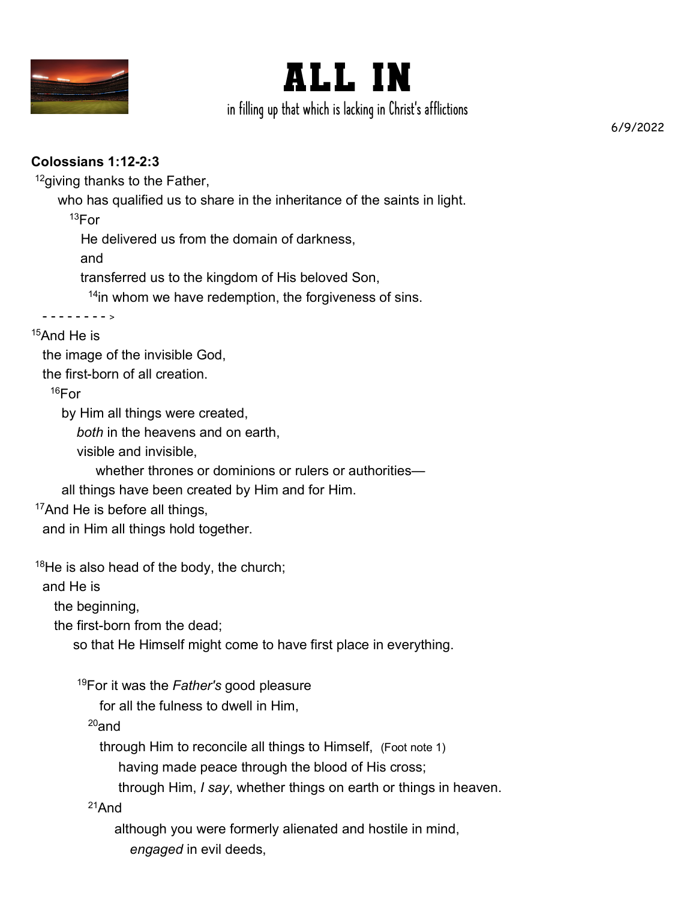# ALL IN

in filling up that which is lacking in Christ's afflictions

6/9/2022

**Colossians 1:12-2:3**

[12]giving thanks to the Father,
  who has qualified us to share in the inheritance of the saints in light.
    [13]For
      He delivered us from the domain of darkness,
      and
      transferred us to the kingdom of His beloved Son,
        [14]in whom we have redemption, the forgiveness of sins.

- - - - - - - - >

[15]And He is
  the image of the invisible God,
  the first-born of all creation.
    [16]For
      by Him all things were created,
        *both* in the heavens and on earth,
        visible and invisible,
          whether thrones or dominions or rulers or authorities—
      all things have been created by Him and for Him.
  [17]And He is before all things,
  and in Him all things hold together.

[18]He is also head of the body, the church;
  and He is
    the beginning,
    the first-born from the dead;
      so that He Himself might come to have first place in everything.

[19]For it was the *Father's* good pleasure
  for all the fulness to dwell in Him,
  [20]and
    through Him to reconcile all things to Himself, (Foot note 1)
      having made peace through the blood of His cross;
      through Him, *I say*, whether things on earth or things in heaven.
  [21]And
    although you were formerly alienated and hostile in mind,
      *engaged* in evil deeds,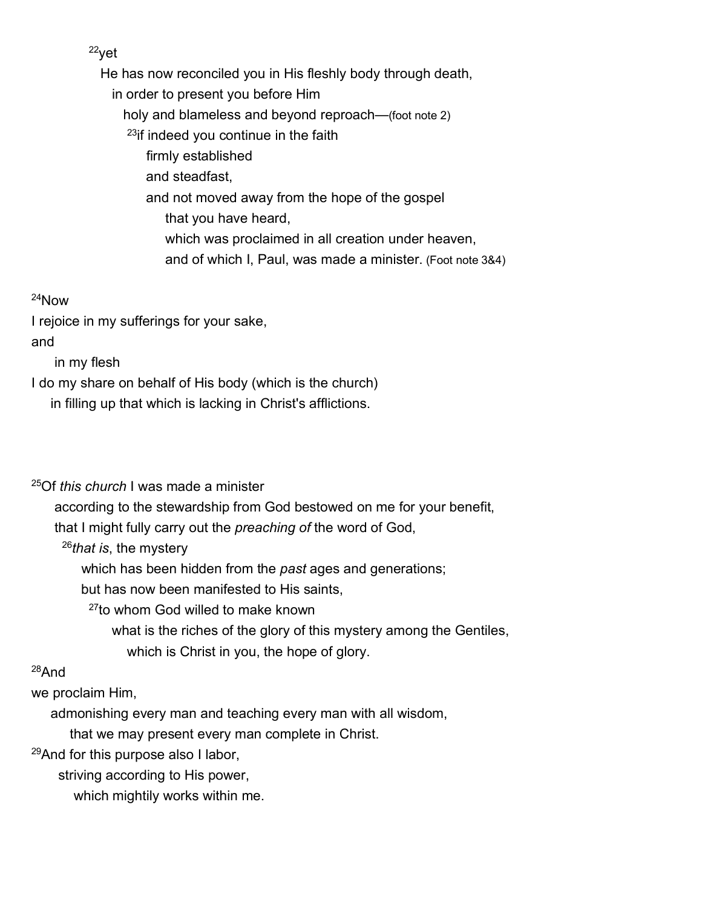[22]yet

He has now reconciled you in His fleshly body through death,

in order to present you before Him

holy and blameless and beyond reproach—(foot note 2)

[23]if indeed you continue in the faith

firmly established

and steadfast,

and not moved away from the hope of the gospel

that you have heard,

which was proclaimed in all creation under heaven,

and of which I, Paul, was made a minister. (Foot note 3&4)

[24]Now

I rejoice in my sufferings for your sake,

and

in my flesh

I do my share on behalf of His body (which is the church)

in filling up that which is lacking in Christ's afflictions.

[25]Of *this church* I was made a minister

according to the stewardship from God bestowed on me for your benefit,

that I might fully carry out the *preaching of* the word of God,

[26]*that is*, the mystery

which has been hidden from the *past* ages and generations;

but has now been manifested to His saints,

[27]to whom God willed to make known

what is the riches of the glory of this mystery among the Gentiles,

which is Christ in you, the hope of glory.

[28]And

we proclaim Him,

admonishing every man and teaching every man with all wisdom,

that we may present every man complete in Christ.

[29]And for this purpose also I labor,

striving according to His power,

which mightily works within me.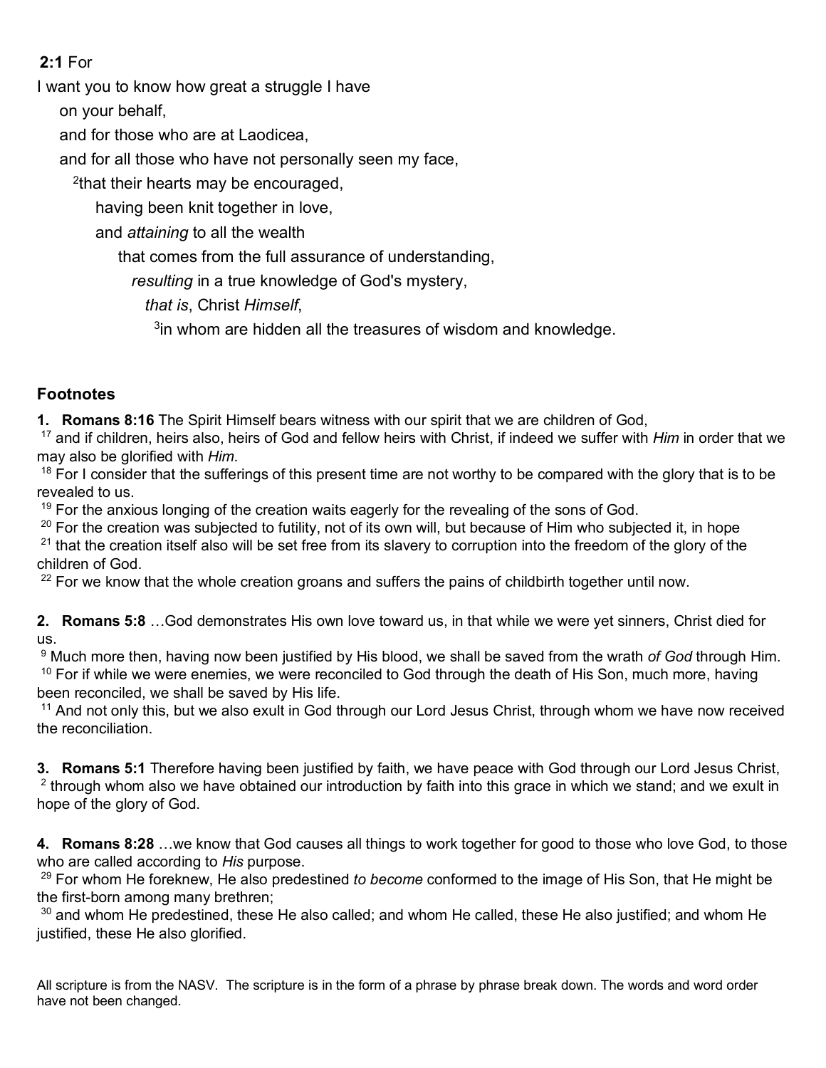**2:1** For

I want you to know how great a struggle I have

on your behalf,

and for those who are at Laodicea,

and for all those who have not personally seen my face,

[2]that their hearts may be encouraged,

having been knit together in love,

and *attaining* to all the wealth

that comes from the full assurance of understanding,

*resulting* in a true knowledge of God's mystery,

*that is*, Christ *Himself*,

[3]in whom are hidden all the treasures of wisdom and knowledge.

### Footnotes

**1. Romans 8:16** The Spirit Himself bears witness with our spirit that we are children of God,
[17] and if children, heirs also, heirs of God and fellow heirs with Christ, if indeed we suffer with *Him* in order that we may also be glorified with *Him*.
[18] For I consider that the sufferings of this present time are not worthy to be compared with the glory that is to be revealed to us.
[19] For the anxious longing of the creation waits eagerly for the revealing of the sons of God.
[20] For the creation was subjected to futility, not of its own will, but because of Him who subjected it, in hope
[21] that the creation itself also will be set free from its slavery to corruption into the freedom of the glory of the children of God.
[22] For we know that the whole creation groans and suffers the pains of childbirth together until now.

**2. Romans 5:8** …God demonstrates His own love toward us, in that while we were yet sinners, Christ died for us.
[9] Much more then, having now been justified by His blood, we shall be saved from the wrath *of God* through Him.
[10] For if while we were enemies, we were reconciled to God through the death of His Son, much more, having been reconciled, we shall be saved by His life.
[11] And not only this, but we also exult in God through our Lord Jesus Christ, through whom we have now received the reconciliation.

**3. Romans 5:1** Therefore having been justified by faith, we have peace with God through our Lord Jesus Christ,
[2] through whom also we have obtained our introduction by faith into this grace in which we stand; and we exult in hope of the glory of God.

**4. Romans 8:28** …we know that God causes all things to work together for good to those who love God, to those who are called according to *His* purpose.
[29] For whom He foreknew, He also predestined *to become* conformed to the image of His Son, that He might be the first-born among many brethren;
[30] and whom He predestined, these He also called; and whom He called, these He also justified; and whom He justified, these He also glorified.

All scripture is from the NASV. The scripture is in the form of a phrase by phrase break down. The words and word order have not been changed.